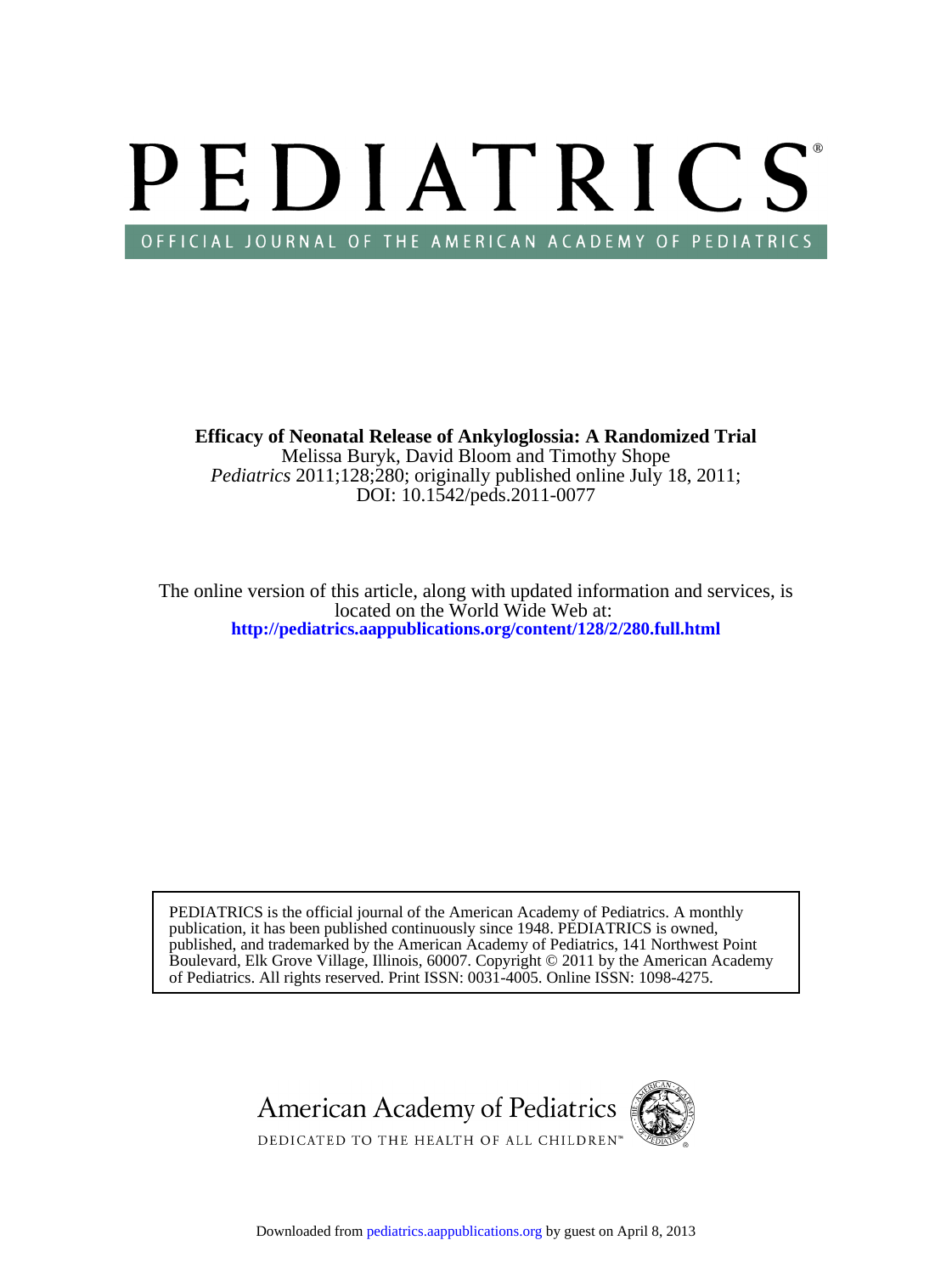# PEDIATRICS®

OFFICIAL JOURNAL OF THE AMERICAN ACADEMY OF PEDIATRICS

**Efficacy of Neonatal Release of Ankyloglossia: A Randomized Trial**

Melissa Buryk, David Bloom and Timothy Shope

*Pediatrics* 2011;128;280; originally published online July 18, 2011;

DOI: 10.1542/peds.2011-0077

The online version of this article, along with updated information and services, is located on the World Wide Web at:

**http://pediatrics.aappublications.org/content/128/2/280.full.html**

PEDIATRICS is the official journal of the American Academy of Pediatrics. A monthly publication, it has been published continuously since 1948. PEDIATRICS is owned, published, and trademarked by the American Academy of Pediatrics, 141 Northwest Point Boulevard, Elk Grove Village, Illinois, 60007. Copyright © 2011 by the American Academy of Pediatrics. All rights reserved. Print ISSN: 0031-4005. Online ISSN: 1098-4275.

American Academy of Pediatrics

DEDICATED TO THE HEALTH OF ALL CHILDREN™

Downloaded from pediatrics.aappublications.org by guest on April 8, 2013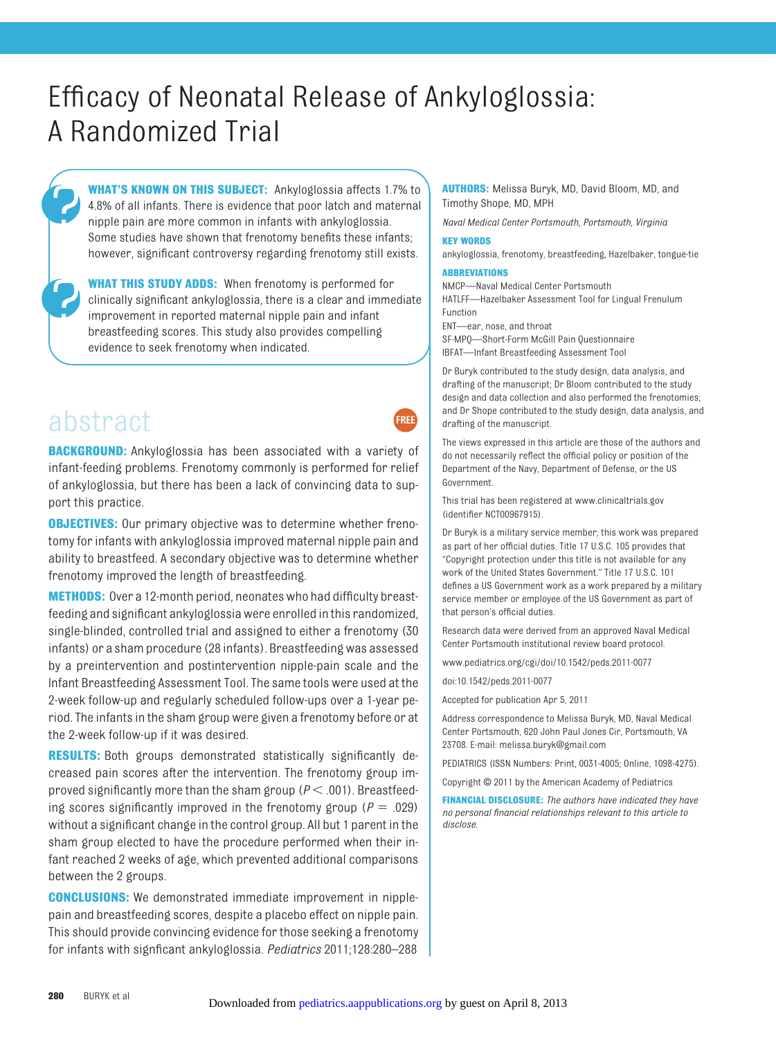# Efficacy of Neonatal Release of Ankyloglossia: A Randomized Trial

**WHAT'S KNOWN ON THIS SUBJECT:** Ankyloglossia affects 1.7% to 4.8% of all infants. There is evidence that poor latch and maternal nipple pain are more common in infants with ankyloglossia. Some studies have shown that frenotomy benefits these infants; however, significant controversy regarding frenotomy still exists.

**WHAT THIS STUDY ADDS:** When frenotomy is performed for clinically significant ankyloglossia, there is a clear and immediate improvement in reported maternal nipple pain and infant breastfeeding scores. This study also provides compelling evidence to seek frenotomy when indicated.

## abstract

**BACKGROUND:** Ankyloglossia has been associated with a variety of infant-feeding problems. Frenotomy commonly is performed for relief of ankyloglossia, but there has been a lack of convincing data to support this practice.

**OBJECTIVES:** Our primary objective was to determine whether frenotomy for infants with ankyloglossia improved maternal nipple pain and ability to breastfeed. A secondary objective was to determine whether frenotomy improved the length of breastfeeding.

**METHODS:** Over a 12-month period, neonates who had difficulty breastfeeding and significant ankyloglossia were enrolled in this randomized, single-blinded, controlled trial and assigned to either a frenotomy (30 infants) or a sham procedure (28 infants). Breastfeeding was assessed by a preintervention and postintervention nipple-pain scale and the Infant Breastfeeding Assessment Tool. The same tools were used at the 2-week follow-up and regularly scheduled follow-ups over a 1-year period. The infants in the sham group were given a frenotomy before or at the 2-week follow-up if it was desired.

**RESULTS:** Both groups demonstrated statistically significantly decreased pain scores after the intervention. The frenotomy group improved significantly more than the sham group ($P < .001$). Breastfeeding scores significantly improved in the frenotomy group ($P = .029$) without a significant change in the control group. All but 1 parent in the sham group elected to have the procedure performed when their infant reached 2 weeks of age, which prevented additional comparisons between the 2 groups.

**CONCLUSIONS:** We demonstrated immediate improvement in nipple-pain and breastfeeding scores, despite a placebo effect on nipple pain. This should provide convincing evidence for those seeking a frenotomy for infants with signficant ankyloglossia. *Pediatrics* 2011;128:280–288

**AUTHORS:** Melissa Buryk, MD, David Bloom, MD, and Timothy Shope, MD, MPH

*Naval Medical Center Portsmouth, Portsmouth, Virginia*

**KEY WORDS**

ankyloglossia, frenotomy, breastfeeding, Hazelbaker, tongue-tie

**ABBREVIATIONS**

NMCP—Naval Medical Center Portsmouth
HATLFF—Hazelbaker Assessment Tool for Lingual Frenulum Function
ENT—ear, nose, and throat
SF-MPQ—Short-Form McGill Pain Questionnaire
IBFAT—Infant Breastfeeding Assessment Tool

Dr Buryk contributed to the study design, data analysis, and drafting of the manuscript; Dr Bloom contributed to the study design and data collection and also performed the frenotomies; and Dr Shope contributed to the study design, data analysis, and drafting of the manuscript.

The views expressed in this article are those of the authors and do not necessarily reflect the official policy or position of the Department of the Navy, Department of Defense, or the US Government.

This trial has been registered at www.clinicaltrials.gov (identifier NCT00967915).

Dr Buryk is a military service member; this work was prepared as part of her official duties. Title 17 U.S.C. 105 provides that "Copyright protection under this title is not available for any work of the United States Government." Title 17 U.S.C. 101 defines a US Government work as a work prepared by a military service member or employee of the US Government as part of that person's official duties.

Research data were derived from an approved Naval Medical Center Portsmouth institutional review board protocol.

www.pediatrics.org/cgi/doi/10.1542/peds.2011-0077

doi:10.1542/peds.2011-0077

Accepted for publication Apr 5, 2011

Address correspondence to Melissa Buryk, MD, Naval Medical Center Portsmouth, 620 John Paul Jones Cir, Portsmouth, VA 23708. E-mail: melissa.buryk@gmail.com

PEDIATRICS (ISSN Numbers: Print, 0031-4005; Online, 1098-4275).

Copyright © 2011 by the American Academy of Pediatrics

**FINANCIAL DISCLOSURE:** *The authors have indicated they have no personal financial relationships relevant to this article to disclose.*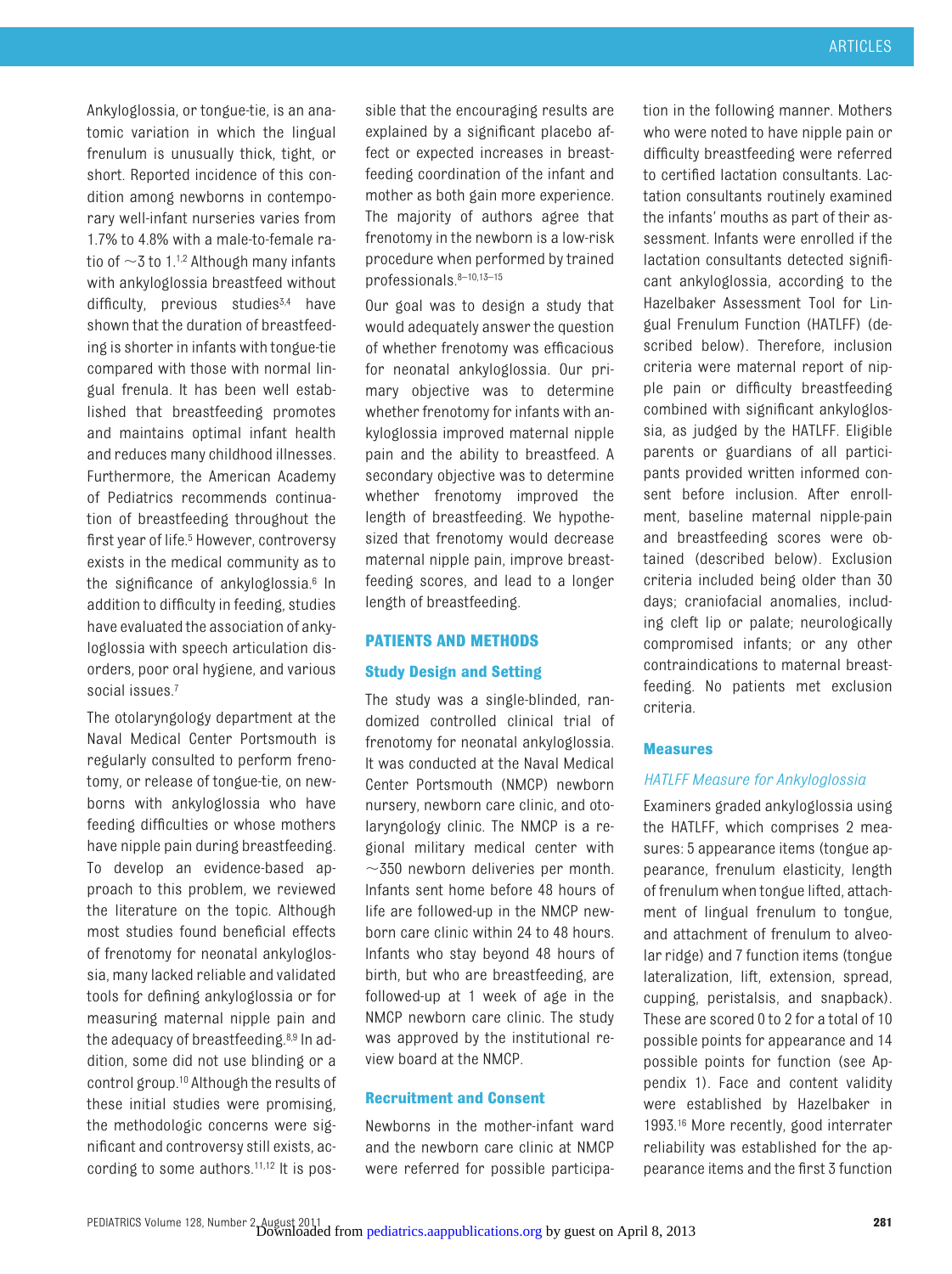Ankyloglossia, or tongue-tie, is an anatomic variation in which the lingual frenulum is unusually thick, tight, or short. Reported incidence of this condition among newborns in contemporary well-infant nurseries varies from 1.7% to 4.8% with a male-to-female ratio of ~3 to 1.[1,2] Although many infants with ankyloglossia breastfeed without difficulty, previous studies[3,4] have shown that the duration of breastfeeding is shorter in infants with tongue-tie compared with those with normal lingual frenula. It has been well established that breastfeeding promotes and maintains optimal infant health and reduces many childhood illnesses. Furthermore, the American Academy of Pediatrics recommends continuation of breastfeeding throughout the first year of life.[5] However, controversy exists in the medical community as to the significance of ankyloglossia.[6] In addition to difficulty in feeding, studies have evaluated the association of ankyloglossia with speech articulation disorders, poor oral hygiene, and various social issues.[7]

The otolaryngology department at the Naval Medical Center Portsmouth is regularly consulted to perform frenotomy, or release of tongue-tie, on newborns with ankyloglossia who have feeding difficulties or whose mothers have nipple pain during breastfeeding. To develop an evidence-based approach to this problem, we reviewed the literature on the topic. Although most studies found beneficial effects of frenotomy for neonatal ankyloglossia, many lacked reliable and validated tools for defining ankyloglossia or for measuring maternal nipple pain and the adequacy of breastfeeding.[8,9] In addition, some did not use blinding or a control group.[10] Although the results of these initial studies were promising, the methodologic concerns were significant and controversy still exists, according to some authors.[11,12] It is possible that the encouraging results are explained by a significant placebo affect or expected increases in breastfeeding coordination of the infant and mother as both gain more experience. The majority of authors agree that frenotomy in the newborn is a low-risk procedure when performed by trained professionals.[8–10,13–15]

Our goal was to design a study that would adequately answer the question of whether frenotomy was efficacious for neonatal ankyloglossia. Our primary objective was to determine whether frenotomy for infants with ankyloglossia improved maternal nipple pain and the ability to breastfeed. A secondary objective was to determine whether frenotomy improved the length of breastfeeding. We hypothesized that frenotomy would decrease maternal nipple pain, improve breastfeeding scores, and lead to a longer length of breastfeeding.

## PATIENTS AND METHODS

### Study Design and Setting

The study was a single-blinded, randomized controlled clinical trial of frenotomy for neonatal ankyloglossia. It was conducted at the Naval Medical Center Portsmouth (NMCP) newborn nursery, newborn care clinic, and otolaryngology clinic. The NMCP is a regional military medical center with ~350 newborn deliveries per month. Infants sent home before 48 hours of life are followed-up in the NMCP newborn care clinic within 24 to 48 hours. Infants who stay beyond 48 hours of birth, but who are breastfeeding, are followed-up at 1 week of age in the NMCP newborn care clinic. The study was approved by the institutional review board at the NMCP.

### Recruitment and Consent

Newborns in the mother-infant ward and the newborn care clinic at NMCP were referred for possible participation in the following manner. Mothers who were noted to have nipple pain or difficulty breastfeeding were referred to certified lactation consultants. Lactation consultants routinely examined the infants' mouths as part of their assessment. Infants were enrolled if the lactation consultants detected significant ankyloglossia, according to the Hazelbaker Assessment Tool for Lingual Frenulum Function (HATLFF) (described below). Therefore, inclusion criteria were maternal report of nipple pain or difficulty breastfeeding combined with significant ankyloglossia, as judged by the HATLFF. Eligible parents or guardians of all participants provided written informed consent before inclusion. After enrollment, baseline maternal nipple-pain and breastfeeding scores were obtained (described below). Exclusion criteria included being older than 30 days; craniofacial anomalies, including cleft lip or palate; neurologically compromised infants; or any other contraindications to maternal breastfeeding. No patients met exclusion criteria.

### Measures

#### *HATLFF Measure for Ankyloglossia*

Examiners graded ankyloglossia using the HATLFF, which comprises 2 measures: 5 appearance items (tongue appearance, frenulum elasticity, length of frenulum when tongue lifted, attachment of lingual frenulum to tongue, and attachment of frenulum to alveolar ridge) and 7 function items (tongue lateralization, lift, extension, spread, cupping, peristalsis, and snapback). These are scored 0 to 2 for a total of 10 possible points for appearance and 14 possible points for function (see Appendix 1). Face and content validity were established by Hazelbaker in 1993.[16] More recently, good interrater reliability was established for the appearance items and the first 3 function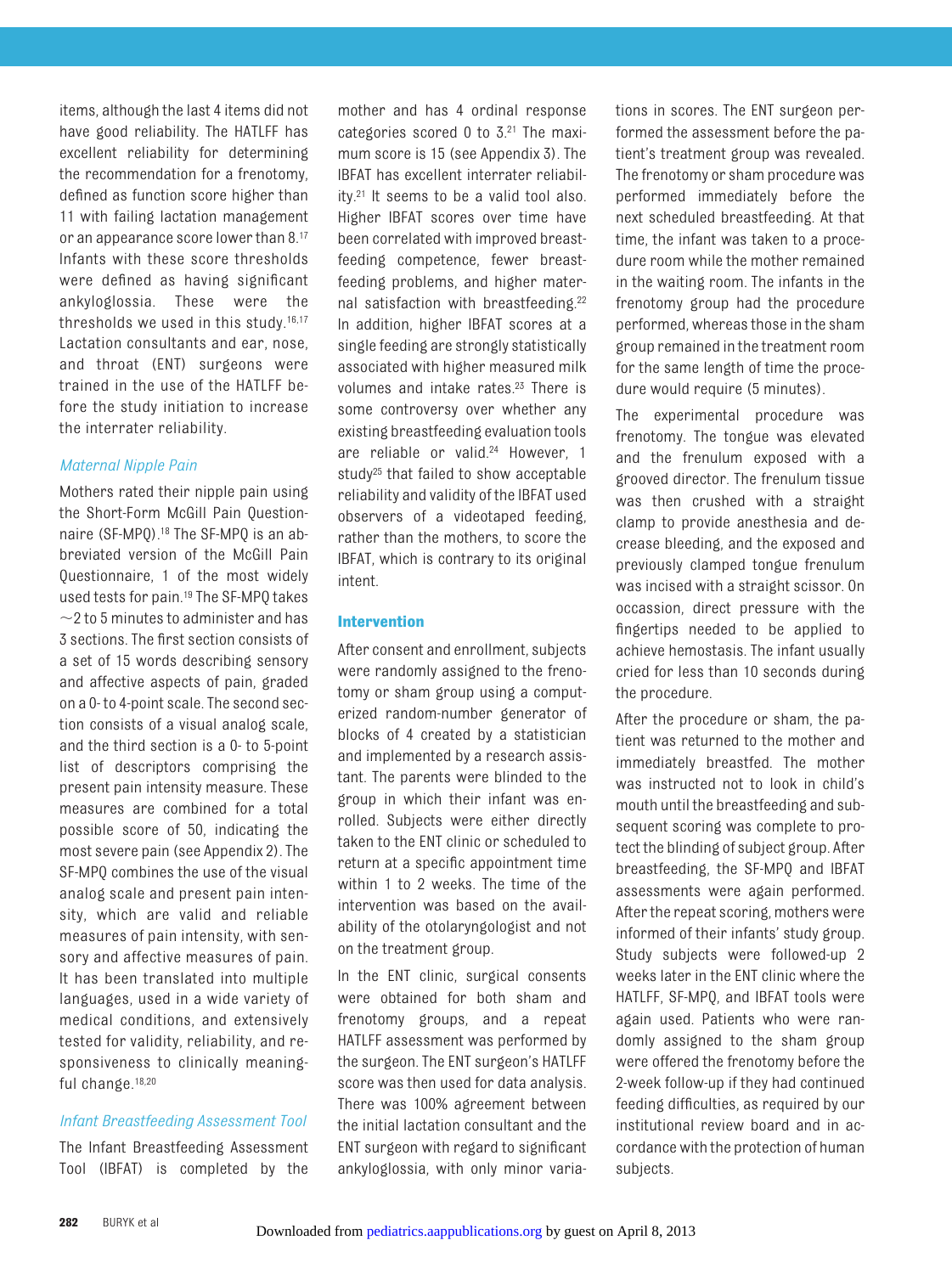items, although the last 4 items did not have good reliability. The HATLFF has excellent reliability for determining the recommendation for a frenotomy, defined as function score higher than 11 with failing lactation management or an appearance score lower than 8.[17] Infants with these score thresholds were defined as having significant ankyloglossia. These were the thresholds we used in this study.[16,17] Lactation consultants and ear, nose, and throat (ENT) surgeons were trained in the use of the HATLFF before the study initiation to increase the interrater reliability.

### *Maternal Nipple Pain*

Mothers rated their nipple pain using the Short-Form McGill Pain Questionnaire (SF-MPQ).[18] The SF-MPQ is an abbreviated version of the McGill Pain Questionnaire, 1 of the most widely used tests for pain.[19] The SF-MPQ takes ~2 to 5 minutes to administer and has 3 sections. The first section consists of a set of 15 words describing sensory and affective aspects of pain, graded on a 0- to 4-point scale. The second section consists of a visual analog scale, and the third section is a 0- to 5-point list of descriptors comprising the present pain intensity measure. These measures are combined for a total possible score of 50, indicating the most severe pain (see Appendix 2). The SF-MPQ combines the use of the visual analog scale and present pain intensity, which are valid and reliable measures of pain intensity, with sensory and affective measures of pain. It has been translated into multiple languages, used in a wide variety of medical conditions, and extensively tested for validity, reliability, and responsiveness to clinically meaningful change.[18,20]

### *Infant Breastfeeding Assessment Tool*

The Infant Breastfeeding Assessment Tool (IBFAT) is completed by the mother and has 4 ordinal response categories scored 0 to 3.[21] The maximum score is 15 (see Appendix 3). The IBFAT has excellent interrater reliability.[21] It seems to be a valid tool also. Higher IBFAT scores over time have been correlated with improved breastfeeding competence, fewer breastfeeding problems, and higher maternal satisfaction with breastfeeding.[22] In addition, higher IBFAT scores at a single feeding are strongly statistically associated with higher measured milk volumes and intake rates.[23] There is some controversy over whether any existing breastfeeding evaluation tools are reliable or valid.[24] However, 1 study[25] that failed to show acceptable reliability and validity of the IBFAT used observers of a videotaped feeding, rather than the mothers, to score the IBFAT, which is contrary to its original intent.

## Intervention

After consent and enrollment, subjects were randomly assigned to the frenotomy or sham group using a computerized random-number generator of blocks of 4 created by a statistician and implemented by a research assistant. The parents were blinded to the group in which their infant was enrolled. Subjects were either directly taken to the ENT clinic or scheduled to return at a specific appointment time within 1 to 2 weeks. The time of the intervention was based on the availability of the otolaryngologist and not on the treatment group.

In the ENT clinic, surgical consents were obtained for both sham and frenotomy groups, and a repeat HATLFF assessment was performed by the surgeon. The ENT surgeon's HATLFF score was then used for data analysis. There was 100% agreement between the initial lactation consultant and the ENT surgeon with regard to significant ankyloglossia, with only minor variations in scores. The ENT surgeon performed the assessment before the patient's treatment group was revealed. The frenotomy or sham procedure was performed immediately before the next scheduled breastfeeding. At that time, the infant was taken to a procedure room while the mother remained in the waiting room. The infants in the frenotomy group had the procedure performed, whereas those in the sham group remained in the treatment room for the same length of time the procedure would require (5 minutes).

The experimental procedure was frenotomy. The tongue was elevated and the frenulum exposed with a grooved director. The frenulum tissue was then crushed with a straight clamp to provide anesthesia and decrease bleeding, and the exposed and previously clamped tongue frenulum was incised with a straight scissor. On occassion, direct pressure with the fingertips needed to be applied to achieve hemostasis. The infant usually cried for less than 10 seconds during the procedure.

After the procedure or sham, the patient was returned to the mother and immediately breastfed. The mother was instructed not to look in child's mouth until the breastfeeding and subsequent scoring was complete to protect the blinding of subject group. After breastfeeding, the SF-MPQ and IBFAT assessments were again performed. After the repeat scoring, mothers were informed of their infants' study group. Study subjects were followed-up 2 weeks later in the ENT clinic where the HATLFF, SF-MPQ, and IBFAT tools were again used. Patients who were randomly assigned to the sham group were offered the frenotomy before the 2-week follow-up if they had continued feeding difficulties, as required by our institutional review board and in accordance with the protection of human subjects.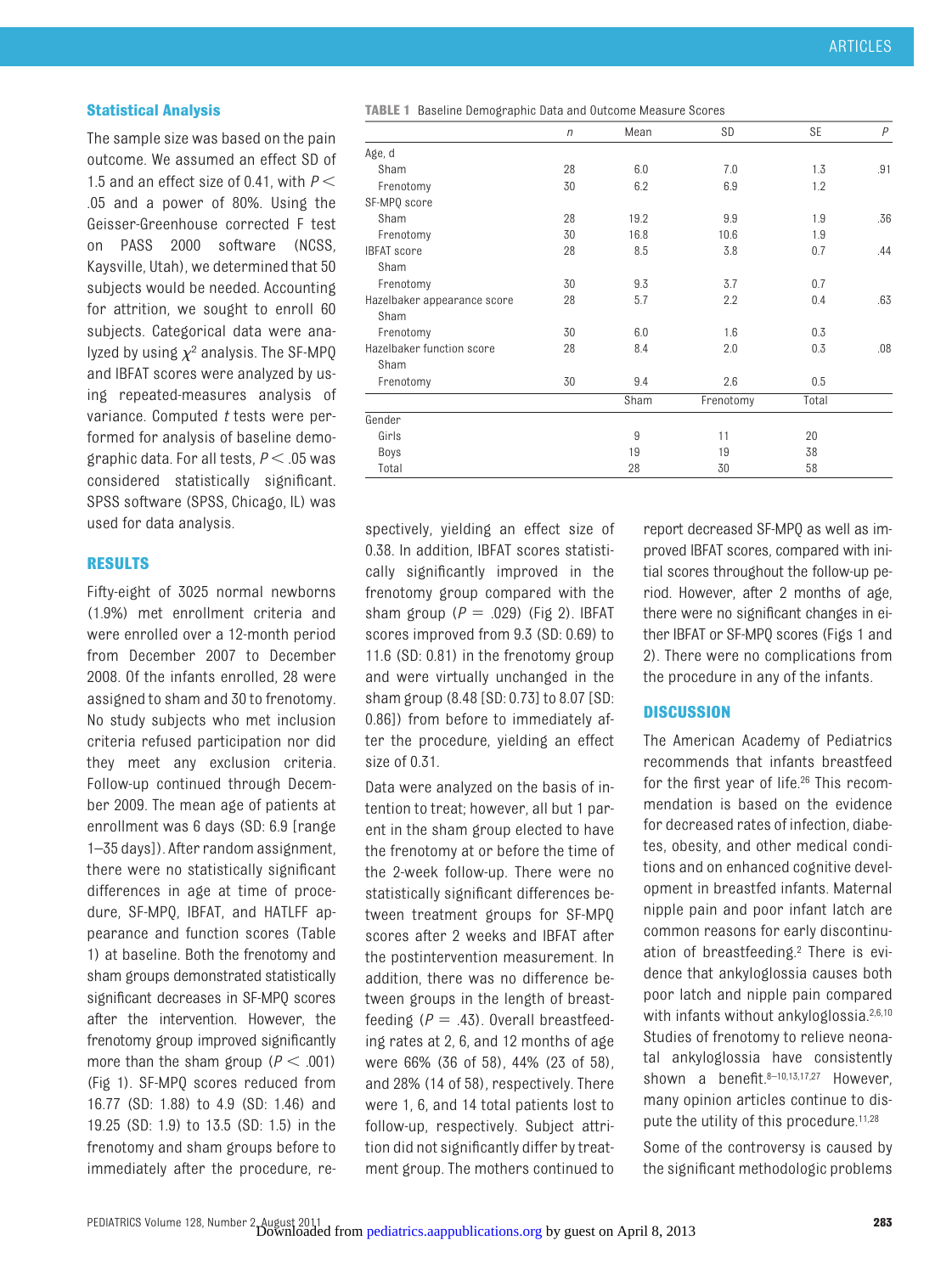### Statistical Analysis

The sample size was based on the pain outcome. We assumed an effect SD of 1.5 and an effect size of 0.41, with $P <$ .05 and a power of 80%. Using the Geisser-Greenhouse corrected F test on PASS 2000 software (NCSS, Kaysville, Utah), we determined that 50 subjects would be needed. Accounting for attrition, we sought to enroll 60 subjects. Categorical data were analyzed by using $\chi^2$ analysis. The SF-MPQ and IBFAT scores were analyzed by using repeated-measures analysis of variance. Computed $t$ tests were performed for analysis of baseline demographic data. For all tests, $P <$ .05 was considered statistically significant. SPSS software (SPSS, Chicago, IL) was used for data analysis.

**TABLE 1** Baseline Demographic Data and Outcome Measure Scores

| | $n$ | Mean | SD | SE | $P$ |
|---|---|---|---|---|---|
| Age, d | | | | | |
| Sham | 28 | 6.0 | 7.0 | 1.3 | .91 |
| Frenotomy | 30 | 6.2 | 6.9 | 1.2 | |
| SF-MPQ score | | | | | |
| Sham | 28 | 19.2 | 9.9 | 1.9 | .36 |
| Frenotomy | 30 | 16.8 | 10.6 | 1.9 | |
| IBFAT score | 28 | 8.5 | 3.8 | 0.7 | .44 |
| Sham | | | | | |
| Frenotomy | 30 | 9.3 | 3.7 | 0.7 | |
| Hazelbaker appearance score | 28 | 5.7 | 2.2 | 0.4 | .63 |
| Sham | | | | | |
| Frenotomy | 30 | 6.0 | 1.6 | 0.3 | |
| Hazelbaker function score | 28 | 8.4 | 2.0 | 0.3 | .08 |
| Sham | | | | | |
| Frenotomy | 30 | 9.4 | 2.6 | 0.5 | |
| | | Sham | Frenotomy | Total | |
| Gender | | | | | |
| Girls | | 9 | 11 | 20 | |
| Boys | | 19 | 19 | 38 | |
| Total | | 28 | 30 | 58 | |

## RESULTS

Fifty-eight of 3025 normal newborns (1.9%) met enrollment criteria and were enrolled over a 12-month period from December 2007 to December 2008. Of the infants enrolled, 28 were assigned to sham and 30 to frenotomy. No study subjects who met inclusion criteria refused participation nor did they meet any exclusion criteria. Follow-up continued through December 2009. The mean age of patients at enrollment was 6 days (SD: 6.9 [range 1–35 days]). After random assignment, there were no statistically significant differences in age at time of procedure, SF-MPQ, IBFAT, and HATLFF appearance and function scores (Table 1) at baseline. Both the frenotomy and sham groups demonstrated statistically significant decreases in SF-MPQ scores after the intervention. However, the frenotomy group improved significantly more than the sham group ($P <$ .001) (Fig 1). SF-MPQ scores reduced from 16.77 (SD: 1.88) to 4.9 (SD: 1.46) and 19.25 (SD: 1.9) to 13.5 (SD: 1.5) in the frenotomy and sham groups before to immediately after the procedure, respectively, yielding an effect size of 0.38. In addition, IBFAT scores statistically significantly improved in the frenotomy group compared with the sham group ($P =$ .029) (Fig 2). IBFAT scores improved from 9.3 (SD: 0.69) to 11.6 (SD: 0.81) in the frenotomy group and were virtually unchanged in the sham group (8.48 [SD: 0.73] to 8.07 [SD: 0.86]) from before to immediately after the procedure, yielding an effect size of 0.31.

Data were analyzed on the basis of intention to treat; however, all but 1 parent in the sham group elected to have the frenotomy at or before the time of the 2-week follow-up. There were no statistically significant differences between treatment groups for SF-MPQ scores after 2 weeks and IBFAT after the postintervention measurement. In addition, there was no difference between groups in the length of breastfeeding ($P =$ .43). Overall breastfeeding rates at 2, 6, and 12 months of age were 66% (36 of 58), 44% (23 of 58), and 28% (14 of 58), respectively. There were 1, 6, and 14 total patients lost to follow-up, respectively. Subject attrition did not significantly differ by treatment group. The mothers continued to report decreased SF-MPQ as well as improved IBFAT scores, compared with initial scores throughout the follow-up period. However, after 2 months of age, there were no significant changes in either IBFAT or SF-MPQ scores (Figs 1 and 2). There were no complications from the procedure in any of the infants.

## DISCUSSION

The American Academy of Pediatrics recommends that infants breastfeed for the first year of life.[26] This recommendation is based on the evidence for decreased rates of infection, diabetes, obesity, and other medical conditions and on enhanced cognitive development in breastfed infants. Maternal nipple pain and poor infant latch are common reasons for early discontinuation of breastfeeding.[2] There is evidence that ankyloglossia causes both poor latch and nipple pain compared with infants without ankyloglossia.[2,6,10] Studies of frenotomy to relieve neonatal ankyloglossia have consistently shown a benefit.[8–10,13,17,27] However, many opinion articles continue to dispute the utility of this procedure.[11,28]

Some of the controversy is caused by the significant methodologic problems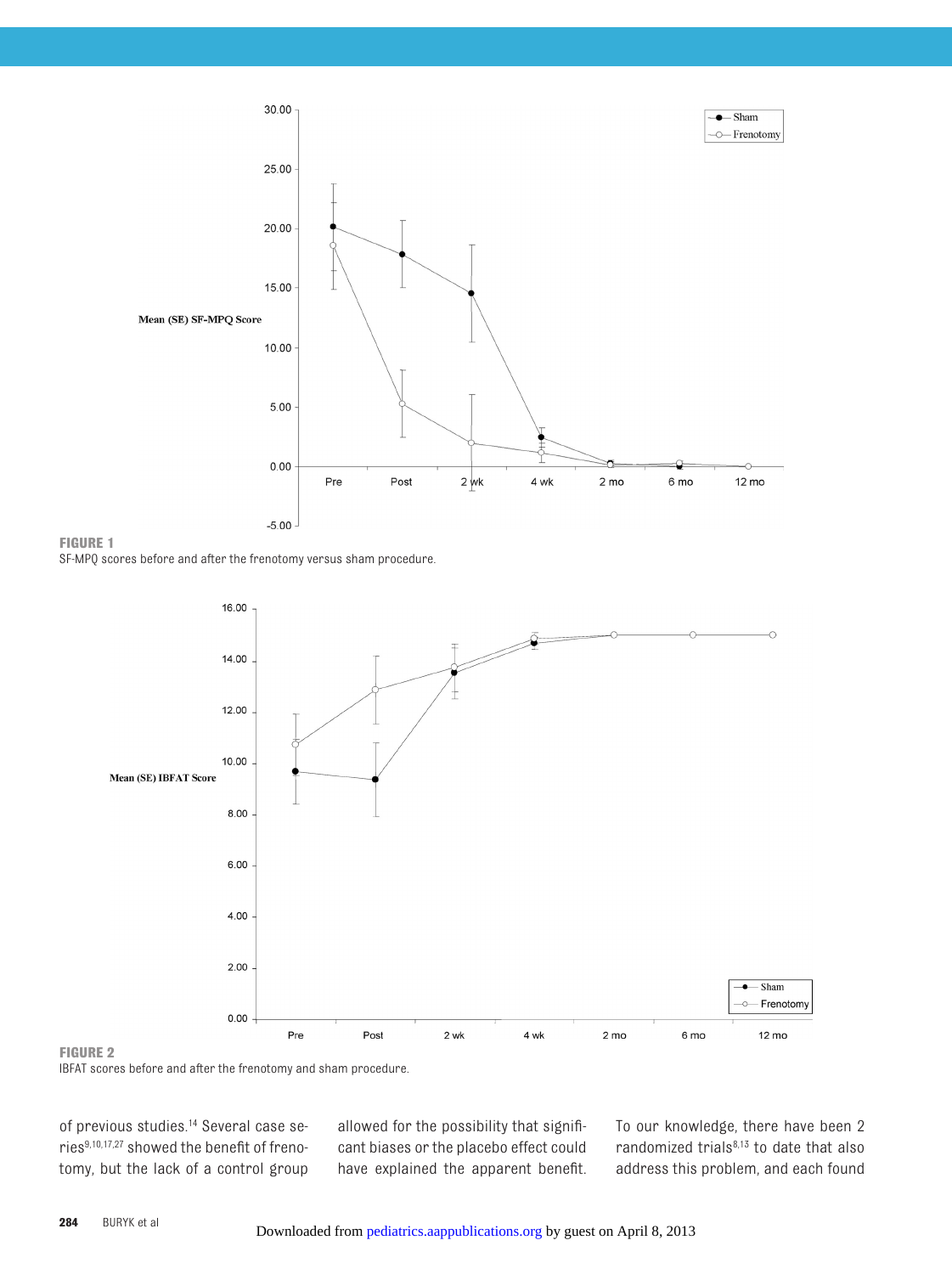FIGURE 1
SF-MPQ scores before and after the frenotomy versus sham procedure.

FIGURE 2
IBFAT scores before and after the frenotomy and sham procedure.

of previous studies.[14] Several case series[9,10,17,27] showed the benefit of frenotomy, but the lack of a control group allowed for the possibility that significant biases or the placebo effect could have explained the apparent benefit. To our knowledge, there have been 2 randomized trials[8,13] to date that also address this problem, and each found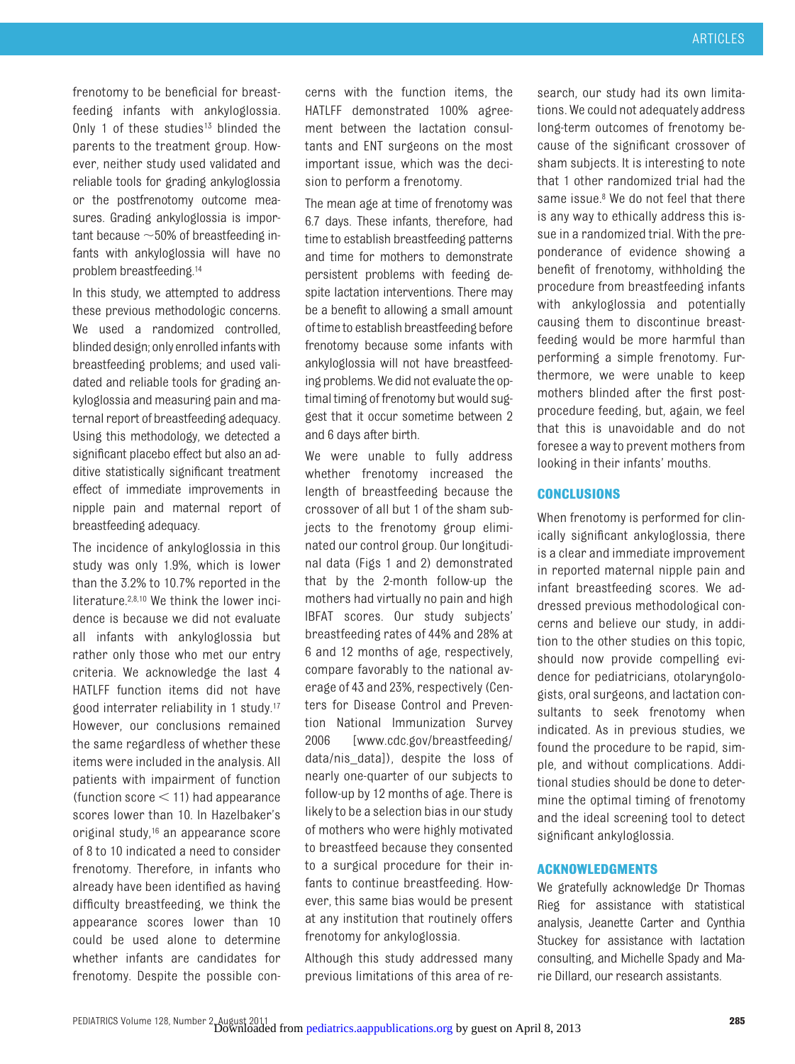frenotomy to be beneficial for breastfeeding infants with ankyloglossia. Only 1 of these studies[13] blinded the parents to the treatment group. However, neither study used validated and reliable tools for grading ankyloglossia or the postfrenotomy outcome measures. Grading ankyloglossia is important because ~50% of breastfeeding infants with ankyloglossia will have no problem breastfeeding.[14]

In this study, we attempted to address these previous methodologic concerns. We used a randomized controlled, blinded design; only enrolled infants with breastfeeding problems; and used validated and reliable tools for grading ankyloglossia and measuring pain and maternal report of breastfeeding adequacy. Using this methodology, we detected a significant placebo effect but also an additive statistically significant treatment effect of immediate improvements in nipple pain and maternal report of breastfeeding adequacy.

The incidence of ankyloglossia in this study was only 1.9%, which is lower than the 3.2% to 10.7% reported in the literature.[2,8,10] We think the lower incidence is because we did not evaluate all infants with ankyloglossia but rather only those who met our entry criteria. We acknowledge the last 4 HATLFF function items did not have good interrater reliability in 1 study.[17] However, our conclusions remained the same regardless of whether these items were included in the analysis. All patients with impairment of function (function score < 11) had appearance scores lower than 10. In Hazelbaker's original study,[16] an appearance score of 8 to 10 indicated a need to consider frenotomy. Therefore, in infants who already have been identified as having difficulty breastfeeding, we think the appearance scores lower than 10 could be used alone to determine whether infants are candidates for frenotomy. Despite the possible concerns with the function items, the HATLFF demonstrated 100% agreement between the lactation consultants and ENT surgeons on the most important issue, which was the decision to perform a frenotomy.

The mean age at time of frenotomy was 6.7 days. These infants, therefore, had time to establish breastfeeding patterns and time for mothers to demonstrate persistent problems with feeding despite lactation interventions. There may be a benefit to allowing a small amount of time to establish breastfeeding before frenotomy because some infants with ankyloglossia will not have breastfeeding problems. We did not evaluate the optimal timing of frenotomy but would suggest that it occur sometime between 2 and 6 days after birth.

We were unable to fully address whether frenotomy increased the length of breastfeeding because the crossover of all but 1 of the sham subjects to the frenotomy group eliminated our control group. Our longitudinal data (Figs 1 and 2) demonstrated that by the 2-month follow-up the mothers had virtually no pain and high IBFAT scores. Our study subjects' breastfeeding rates of 44% and 28% at 6 and 12 months of age, respectively, compare favorably to the national average of 43 and 23%, respectively (Centers for Disease Control and Prevention National Immunization Survey 2006 [www.cdc.gov/breastfeeding/data/nis_data]), despite the loss of nearly one-quarter of our subjects to follow-up by 12 months of age. There is likely to be a selection bias in our study of mothers who were highly motivated to breastfeed because they consented to a surgical procedure for their infants to continue breastfeeding. However, this same bias would be present at any institution that routinely offers frenotomy for ankyloglossia.

Although this study addressed many previous limitations of this area of research, our study had its own limitations. We could not adequately address long-term outcomes of frenotomy because of the significant crossover of sham subjects. It is interesting to note that 1 other randomized trial had the same issue.[8] We do not feel that there is any way to ethically address this issue in a randomized trial. With the preponderance of evidence showing a benefit of frenotomy, withholding the procedure from breastfeeding infants with ankyloglossia and potentially causing them to discontinue breastfeeding would be more harmful than performing a simple frenotomy. Furthermore, we were unable to keep mothers blinded after the first postprocedure feeding, but, again, we feel that this is unavoidable and do not foresee a way to prevent mothers from looking in their infants' mouths.

## CONCLUSIONS

When frenotomy is performed for clinically significant ankyloglossia, there is a clear and immediate improvement in reported maternal nipple pain and infant breastfeeding scores. We addressed previous methodological concerns and believe our study, in addition to the other studies on this topic, should now provide compelling evidence for pediatricians, otolaryngologists, oral surgeons, and lactation consultants to seek frenotomy when indicated. As in previous studies, we found the procedure to be rapid, simple, and without complications. Additional studies should be done to determine the optimal timing of frenotomy and the ideal screening tool to detect significant ankyloglossia.

## ACKNOWLEDGMENTS

We gratefully acknowledge Dr Thomas Rieg for assistance with statistical analysis, Jeanette Carter and Cynthia Stuckey for assistance with lactation consulting, and Michelle Spady and Marie Dillard, our research assistants.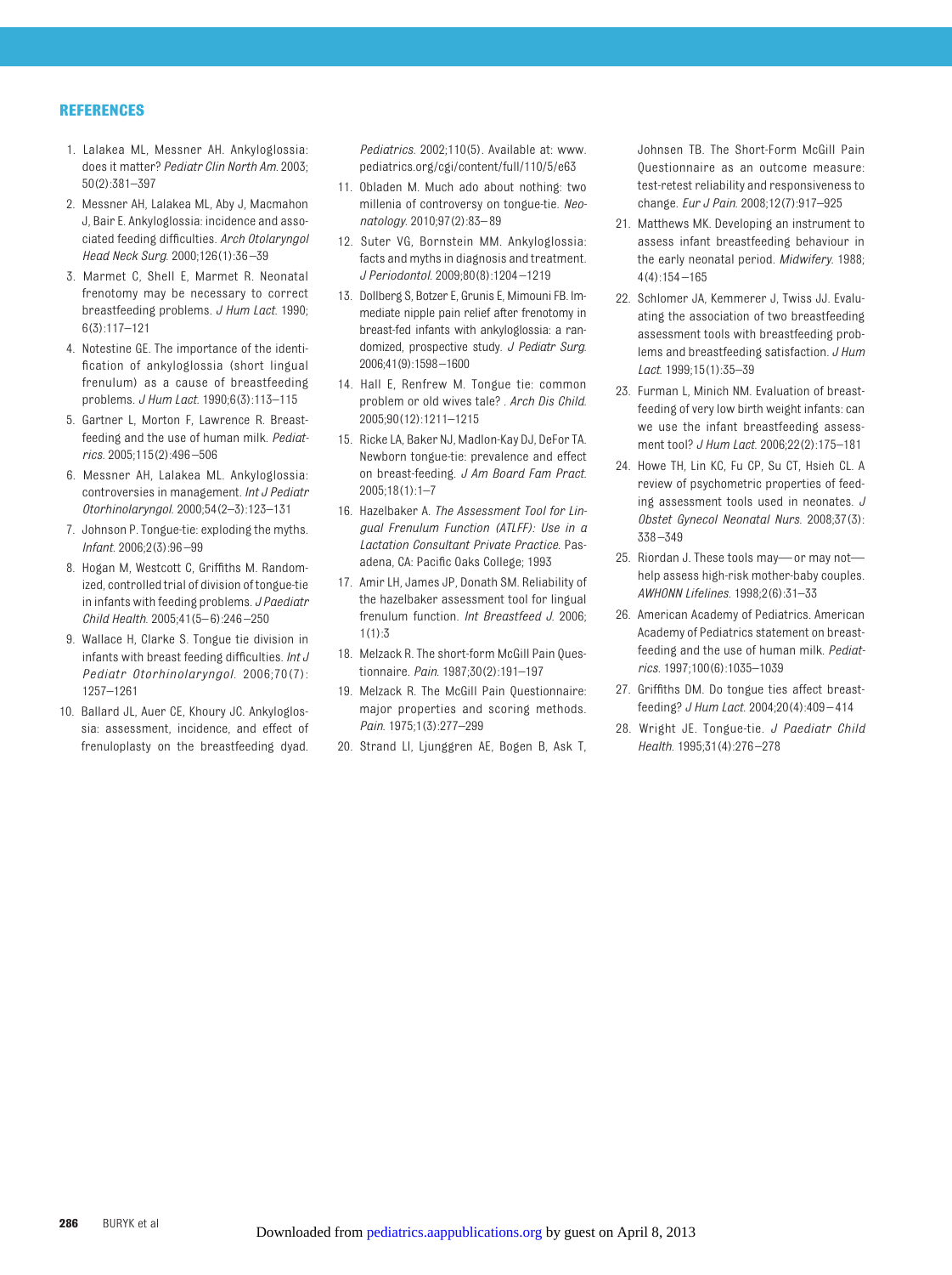## REFERENCES

1. Lalakea ML, Messner AH. Ankyloglossia: does it matter? *Pediatr Clin North Am*. 2003; 50(2):381–397
2. Messner AH, Lalakea ML, Aby J, Macmahon J, Bair E. Ankyloglossia: incidence and associated feeding difficulties. *Arch Otolaryngol Head Neck Surg*. 2000;126(1):36–39
3. Marmet C, Shell E, Marmet R. Neonatal frenotomy may be necessary to correct breastfeeding problems. *J Hum Lact*. 1990; 6(3):117–121
4. Notestine GE. The importance of the identification of ankyloglossia (short lingual frenulum) as a cause of breastfeeding problems. *J Hum Lact*. 1990;6(3):113–115
5. Gartner L, Morton F, Lawrence R. Breastfeeding and the use of human milk. *Pediatrics*. 2005;115(2):496–506
6. Messner AH, Lalakea ML. Ankyloglossia: controversies in management. *Int J Pediatr Otorhinolaryngol*. 2000;54(2–3):123–131
7. Johnson P. Tongue-tie: exploding the myths. *Infant*. 2006;2(3):96–99
8. Hogan M, Westcott C, Griffiths M. Randomized, controlled trial of division of tongue-tie in infants with feeding problems. *J Paediatr Child Health*. 2005;41(5–6):246–250
9. Wallace H, Clarke S. Tongue tie division in infants with breast feeding difficulties. *Int J Pediatr Otorhinolaryngol*. 2006;70(7): 1257–1261
10. Ballard JL, Auer CE, Khoury JC. Ankyloglossia: assessment, incidence, and effect of frenuloplasty on the breastfeeding dyad. *Pediatrics*. 2002;110(5). Available at: www.pediatrics.org/cgi/content/full/110/5/e63
11. Obladen M. Much ado about nothing: two millenia of controversy on tongue-tie. *Neonatology*. 2010;97(2):83–89
12. Suter VG, Bornstein MM. Ankyloglossia: facts and myths in diagnosis and treatment. *J Periodontol*. 2009;80(8):1204–1219
13. Dollberg S, Botzer E, Grunis E, Mimouni FB. Immediate nipple pain relief after frenotomy in breast-fed infants with ankyloglossia: a randomized, prospective study. *J Pediatr Surg*. 2006;41(9):1598–1600
14. Hall E, Renfrew M. Tongue tie: common problem or old wives tale? . *Arch Dis Child*. 2005;90(12):1211–1215
15. Ricke LA, Baker NJ, Madlon-Kay DJ, DeFor TA. Newborn tongue-tie: prevalence and effect on breast-feeding. *J Am Board Fam Pract*. 2005;18(1):1–7
16. Hazelbaker A. *The Assessment Tool for Lingual Frenulum Function (ATLFF): Use in a Lactation Consultant Private Practice*. Pasadena, CA: Pacific Oaks College; 1993
17. Amir LH, James JP, Donath SM. Reliability of the hazelbaker assessment tool for lingual frenulum function. *Int Breastfeed J*. 2006; 1(1):3
18. Melzack R. The short-form McGill Pain Questionnaire. *Pain*. 1987;30(2):191–197
19. Melzack R. The McGill Pain Questionnaire: major properties and scoring methods. *Pain*. 1975;1(3):277–299
20. Strand LI, Ljunggren AE, Bogen B, Ask T, Johnsen TB. The Short-Form McGill Pain Questionnaire as an outcome measure: test-retest reliability and responsiveness to change. *Eur J Pain*. 2008;12(7):917–925
21. Matthews MK. Developing an instrument to assess infant breastfeeding behaviour in the early neonatal period. *Midwifery*. 1988; 4(4):154–165
22. Schlomer JA, Kemmerer J, Twiss JJ. Evaluating the association of two breastfeeding assessment tools with breastfeeding problems and breastfeeding satisfaction. *J Hum Lact*. 1999;15(1):35–39
23. Furman L, Minich NM. Evaluation of breastfeeding of very low birth weight infants: can we use the infant breastfeeding assessment tool? *J Hum Lact*. 2006;22(2):175–181
24. Howe TH, Lin KC, Fu CP, Su CT, Hsieh CL. A review of psychometric properties of feeding assessment tools used in neonates. *J Obstet Gynecol Neonatal Nurs*. 2008;37(3): 338–349
25. Riordan J. These tools may—or may not—help assess high-risk mother-baby couples. *AWHONN Lifelines*. 1998;2(6):31–33
26. American Academy of Pediatrics. American Academy of Pediatrics statement on breastfeeding and the use of human milk. *Pediatrics*. 1997;100(6):1035–1039
27. Griffiths DM. Do tongue ties affect breastfeeding? *J Hum Lact*. 2004;20(4):409–414
28. Wright JE. Tongue-tie. *J Paediatr Child Health*. 1995;31(4):276–278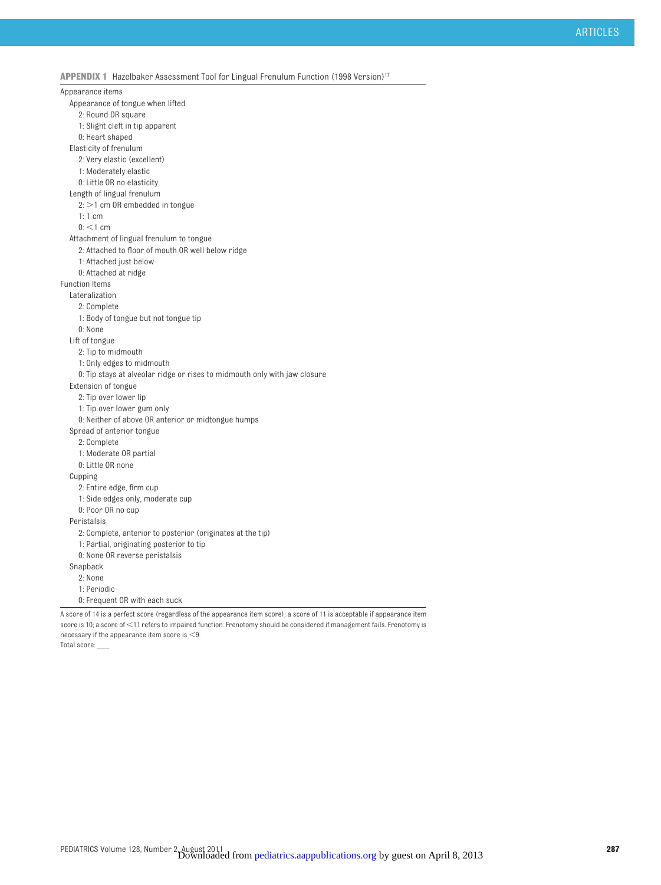**APPENDIX 1** Hazelbaker Assessment Tool for Lingual Frenulum Function (1998 Version)[17]

- Appearance items
  - Appearance of tongue when lifted
    - 2: Round OR square
    - 1: Slight cleft in tip apparent
    - 0: Heart shaped
  - Elasticity of frenulum
    - 2: Very elastic (excellent)
    - 1: Moderately elastic
    - 0: Little OR no elasticity
  - Length of lingual frenulum
    - 2: >1 cm OR embedded in tongue
    - 1: 1 cm
    - 0: <1 cm
  - Attachment of lingual frenulum to tongue
    - 2: Attached to floor of mouth OR well below ridge
    - 1: Attached just below
    - 0: Attached at ridge
- Function Items
  - Lateralization
    - 2: Complete
    - 1: Body of tongue but not tongue tip
    - 0: None
  - Lift of tongue
    - 2: Tip to midmouth
    - 1: Only edges to midmouth
    - 0: Tip stays at alveolar ridge or rises to midmouth only with jaw closure
  - Extension of tongue
    - 2: Tip over lower lip
    - 1: Tip over lower gum only
    - 0: Neither of above OR anterior or midtongue humps
  - Spread of anterior tongue
    - 2: Complete
    - 1: Moderate OR partial
    - 0: Little OR none
  - Cupping
    - 2: Entire edge, firm cup
    - 1: Side edges only, moderate cup
    - 0: Poor OR no cup
  - Peristalsis
    - 2: Complete, anterior to posterior (originates at the tip)
    - 1: Partial, originating posterior to tip
    - 0: None OR reverse peristalsis
  - Snapback
    - 2: None
    - 1: Periodic
    - 0: Frequent OR with each suck

A score of 14 is a perfect score (regardless of the appearance item score); a score of 11 is acceptable if appearance item score is 10; a score of <11 refers to impaired function. Frenotomy should be considered if management fails. Frenotomy is necessary if the appearance item score is <9.

Total score: ____.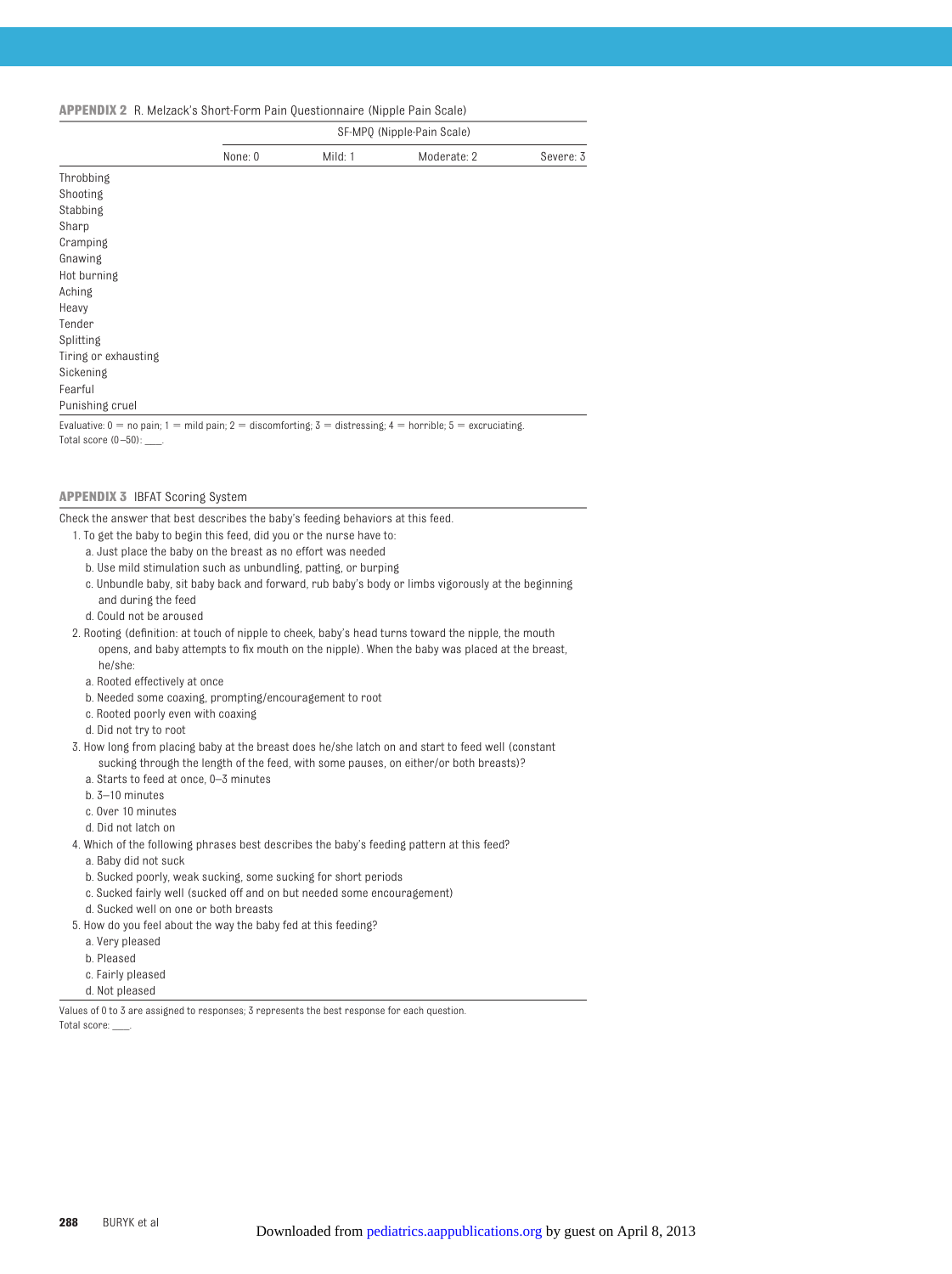**APPENDIX 2** R. Melzack's Short-Form Pain Questionnaire (Nipple Pain Scale)

| | SF-MPQ (Nipple-Pain Scale) | | | |
|---|---|---|---|---|
| | None: 0 | Mild: 1 | Moderate: 2 | Severe: 3 |
| Throbbing | | | | |
| Shooting | | | | |
| Stabbing | | | | |
| Sharp | | | | |
| Cramping | | | | |
| Gnawing | | | | |
| Hot burning | | | | |
| Aching | | | | |
| Heavy | | | | |
| Tender | | | | |
| Splitting | | | | |
| Tiring or exhausting | | | | |
| Sickening | | | | |
| Fearful | | | | |
| Punishing cruel | | | | |

Evaluative: 0 = no pain; 1 = mild pain; 2 = discomforting; 3 = distressing; 4 = horrible; 5 = excruciating.
Total score (0–50): ___.

**APPENDIX 3** IBFAT Scoring System

Check the answer that best describes the baby's feeding behaviors at this feed.

1. To get the baby to begin this feed, did you or the nurse have to:
   a. Just place the baby on the breast as no effort was needed
   b. Use mild stimulation such as unbundling, patting, or burping
   c. Unbundle baby, sit baby back and forward, rub baby's body or limbs vigorously at the beginning and during the feed
   d. Could not be aroused
2. Rooting (definition: at touch of nipple to cheek, baby's head turns toward the nipple, the mouth opens, and baby attempts to fix mouth on the nipple). When the baby was placed at the breast, he/she:
   a. Rooted effectively at once
   b. Needed some coaxing, prompting/encouragement to root
   c. Rooted poorly even with coaxing
   d. Did not try to root
3. How long from placing baby at the breast does he/she latch on and start to feed well (constant sucking through the length of the feed, with some pauses, on either/or both breasts)?
   a. Starts to feed at once, 0–3 minutes
   b. 3–10 minutes
   c. Over 10 minutes
   d. Did not latch on
4. Which of the following phrases best describes the baby's feeding pattern at this feed?
   a. Baby did not suck
   b. Sucked poorly, weak sucking, some sucking for short periods
   c. Sucked fairly well (sucked off and on but needed some encouragement)
   d. Sucked well on one or both breasts
5. How do you feel about the way the baby fed at this feeding?
   a. Very pleased
   b. Pleased
   c. Fairly pleased
   d. Not pleased

Values of 0 to 3 are assigned to responses; 3 represents the best response for each question.
Total score: ___.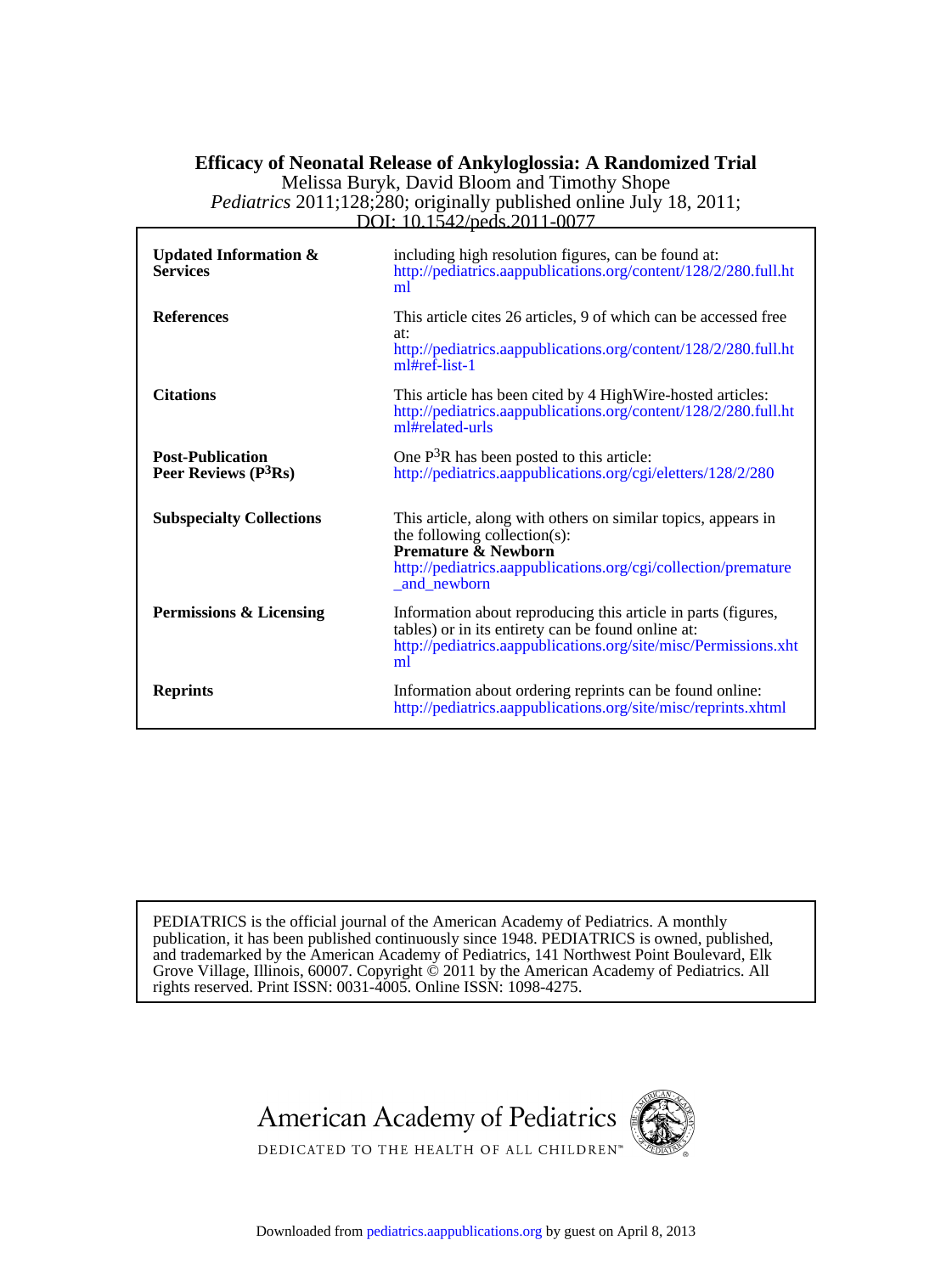**Efficacy of Neonatal Release of Ankyloglossia: A Randomized Trial**

Melissa Buryk, David Bloom and Timothy Shope

*Pediatrics* 2011;128;280; originally published online July 18, 2011;

DOI: 10.1542/peds.2011-0077

| | |
|---|---|
| **Updated Information & Services** | including high resolution figures, can be found at: http://pediatrics.aappublications.org/content/128/2/280.full.html |
| **References** | This article cites 26 articles, 9 of which can be accessed free at: http://pediatrics.aappublications.org/content/128/2/280.full.html#ref-list-1 |
| **Citations** | This article has been cited by 4 HighWire-hosted articles: http://pediatrics.aappublications.org/content/128/2/280.full.html#related-urls |
| **Post-Publication Peer Reviews (P³Rs)** | One P³R has been posted to this article: http://pediatrics.aappublications.org/cgi/eletters/128/2/280 |
| **Subspecialty Collections** | This article, along with others on similar topics, appears in the following collection(s): **Premature & Newborn** http://pediatrics.aappublications.org/cgi/collection/premature_and_newborn |
| **Permissions & Licensing** | Information about reproducing this article in parts (figures, tables) or in its entirety can be found online at: http://pediatrics.aappublications.org/site/misc/Permissions.xhtml |
| **Reprints** | Information about ordering reprints can be found online: http://pediatrics.aappublications.org/site/misc/reprints.xhtml |

PEDIATRICS is the official journal of the American Academy of Pediatrics. A monthly publication, it has been published continuously since 1948. PEDIATRICS is owned, published, and trademarked by the American Academy of Pediatrics, 141 Northwest Point Boulevard, Elk Grove Village, Illinois, 60007. Copyright © 2011 by the American Academy of Pediatrics. All rights reserved. Print ISSN: 0031-4005. Online ISSN: 1098-4275.

American Academy of Pediatrics

DEDICATED TO THE HEALTH OF ALL CHILDREN™

Downloaded from pediatrics.aappublications.org by guest on April 8, 2013